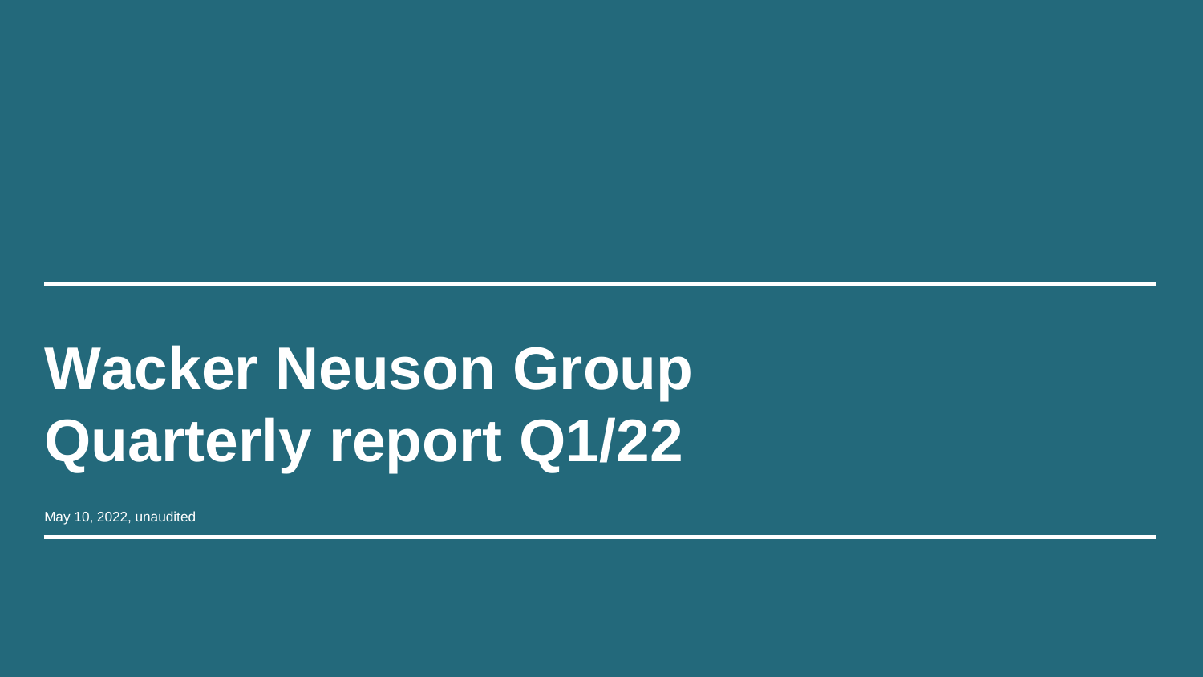# Wacker Neuson Group
# Quarterly report Q1/22

May 10, 2022, unaudited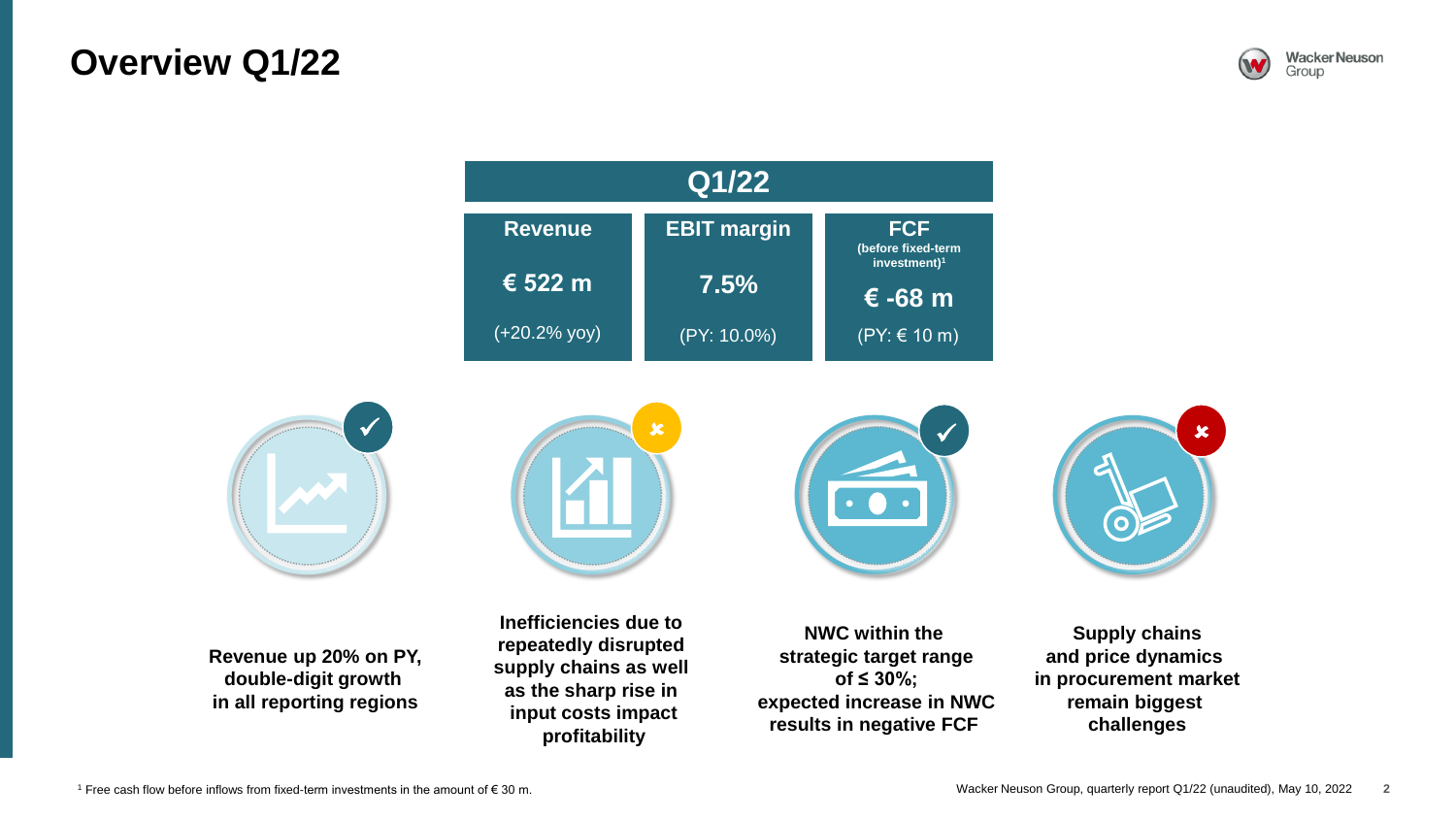# Overview Q1/22

| Q1/22 | | |
|---|---|---|
| **Revenue** | **EBIT margin** | **FCF** (before fixed-term investment)[1] |
| **€ 522 m** | **7.5%** | **€ -68 m** |
| (+20.2% yoy) | (PY: 10.0%) | (PY: € 10 m) |

✓ **Revenue up 20% on PY, double-digit growth in all reporting regions**

✗ **Inefficiencies due to repeatedly disrupted supply chains as well as the sharp rise in input costs impact profitability**

✓ **NWC within the strategic target range of ≤ 30%; expected increase in NWC results in negative FCF**

✗ **Supply chains and price dynamics in procurement market remain biggest challenges**

[1] Free cash flow before inflows from fixed-term investments in the amount of € 30 m.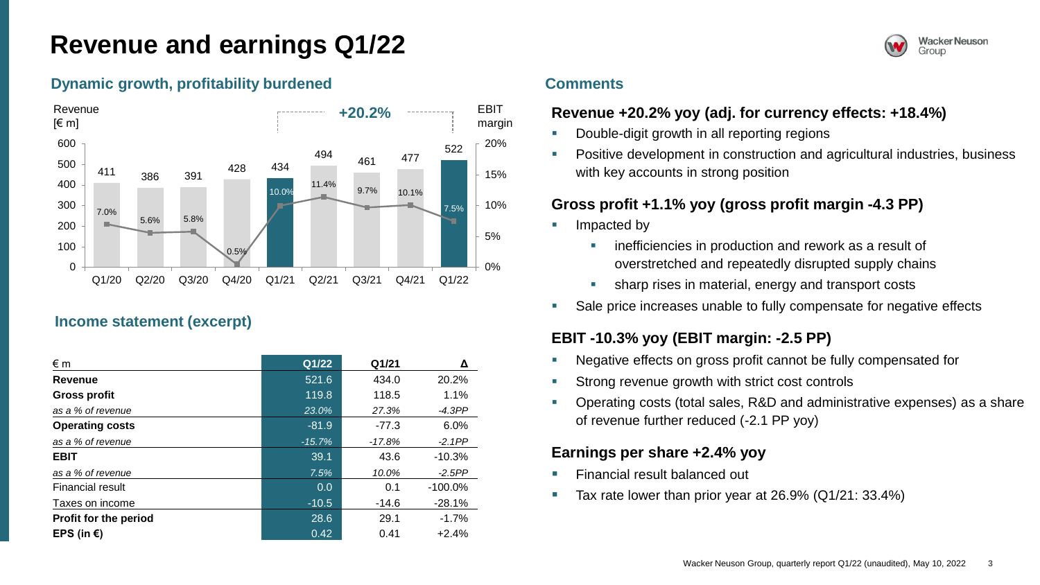# Revenue and earnings Q1/22

## Dynamic growth, profitability burdened

Revenue [€ m] / EBIT margin — +20.2%

| | Q1/20 | Q2/20 | Q3/20 | Q4/20 | Q1/21 | Q2/21 | Q3/21 | Q4/21 | Q1/22 |
|---|---|---|---|---|---|---|---|---|---|
| Revenue [€ m] | 411 | 386 | 391 | 428 | 434 | 494 | 461 | 477 | 522 |
| EBIT margin | 7.0% | 5.6% | 5.8% | 0.5% | 10.0% | 11.4% | 9.7% | 10.1% | 7.5% |

## Income statement (excerpt)

| € m | Q1/22 | Q1/21 | Δ |
|---|---|---|---|
| **Revenue** | 521.6 | 434.0 | 20.2% |
| **Gross profit** | 119.8 | 118.5 | 1.1% |
| *as a % of revenue* | *23.0%* | *27.3%* | *-4.3PP* |
| **Operating costs** | -81.9 | -77.3 | 6.0% |
| *as a % of revenue* | *-15.7%* | *-17.8%* | *-2.1PP* |
| **EBIT** | 39.1 | 43.6 | -10.3% |
| *as a % of revenue* | *7.5%* | *10.0%* | *-2.5PP* |
| Financial result | 0.0 | 0.1 | -100.0% |
| Taxes on income | -10.5 | -14.6 | -28.1% |
| **Profit for the period** | 28.6 | 29.1 | -1.7% |
| **EPS (in €)** | 0.42 | 0.41 | +2.4% |

## Comments

### Revenue +20.2% yoy (adj. for currency effects: +18.4%)

- Double-digit growth in all reporting regions
- Positive development in construction and agricultural industries, business with key accounts in strong position

### Gross profit +1.1% yoy (gross profit margin -4.3 PP)

- Impacted by
  - inefficiencies in production and rework as a result of overstretched and repeatedly disrupted supply chains
  - sharp rises in material, energy and transport costs
- Sale price increases unable to fully compensate for negative effects

### EBIT -10.3% yoy (EBIT margin: -2.5 PP)

- Negative effects on gross profit cannot be fully compensated for
- Strong revenue growth with strict cost controls
- Operating costs (total sales, R&D and administrative expenses) as a share of revenue further reduced (-2.1 PP yoy)

### Earnings per share +2.4% yoy

- Financial result balanced out
- Tax rate lower than prior year at 26.9% (Q1/21: 33.4%)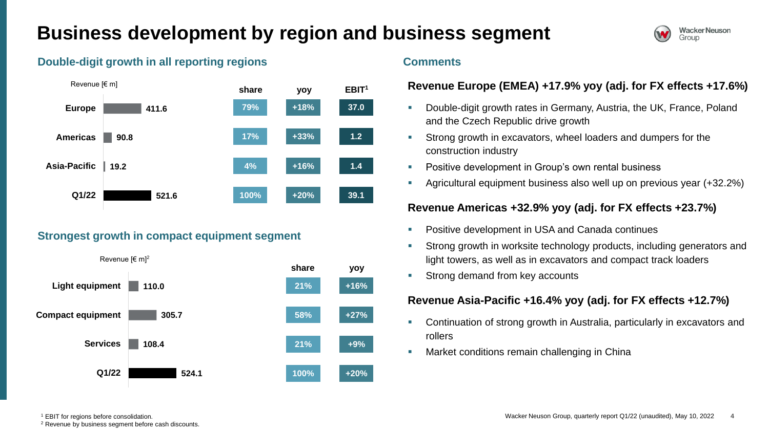# Business development by region and business segment

## Double-digit growth in all reporting regions

Revenue [€ m]

| | Revenue [€ m] | share | yoy | EBIT[1] |
|---|---|---|---|---|
| Europe | 411.6 | 79% | +18% | 37.0 |
| Americas | 90.8 | 17% | +33% | 1.2 |
| Asia-Pacific | 19.2 | 4% | +16% | 1.4 |
| Q1/22 | 521.6 | 100% | +20% | 39.1 |

## Strongest growth in compact equipment segment

Revenue [€ m][2]

| | Revenue [€ m] | share | yoy |
|---|---|---|---|
| Light equipment | 110.0 | 21% | +16% |
| Compact equipment | 305.7 | 58% | +27% |
| Services | 108.4 | 21% | +9% |
| Q1/22 | 524.1 | 100% | +20% |

## Comments

### Revenue Europe (EMEA) +17.9% yoy (adj. for FX effects +17.6%)

- Double-digit growth rates in Germany, Austria, the UK, France, Poland and the Czech Republic drive growth
- Strong growth in excavators, wheel loaders and dumpers for the construction industry
- Positive development in Group's own rental business
- Agricultural equipment business also well up on previous year (+32.2%)

### Revenue Americas +32.9% yoy (adj. for FX effects +23.7%)

- Positive development in USA and Canada continues
- Strong growth in worksite technology products, including generators and light towers, as well as in excavators and compact track loaders
- Strong demand from key accounts

### Revenue Asia-Pacific +16.4% yoy (adj. for FX effects +12.7%)

- Continuation of strong growth in Australia, particularly in excavators and rollers
- Market conditions remain challenging in China

[1] EBIT for regions before consolidation.
[2] Revenue by business segment before cash discounts.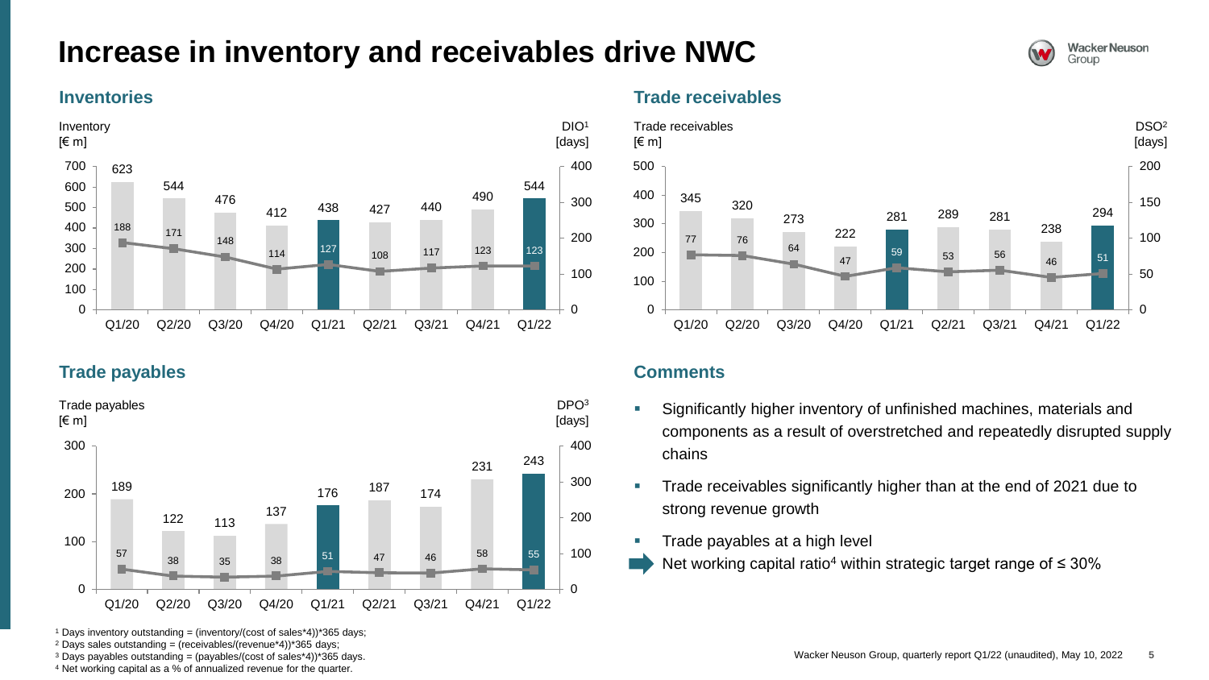# Increase in inventory and receivables drive NWC

## Inventories

| | Q1/20 | Q2/20 | Q3/20 | Q4/20 | Q1/21 | Q2/21 | Q3/21 | Q4/21 | Q1/22 |
|---|---|---|---|---|---|---|---|---|---|
| Inventory [€ m] | 623 | 544 | 476 | 412 | 438 | 427 | 440 | 490 | 544 |
| DIO[1] [days] | 188 | 171 | 148 | 114 | 127 | 108 | 117 | 123 | 123 |

## Trade receivables

| | Q1/20 | Q2/20 | Q3/20 | Q4/20 | Q1/21 | Q2/21 | Q3/21 | Q4/21 | Q1/22 |
|---|---|---|---|---|---|---|---|---|---|
| Trade receivables [€ m] | 345 | 320 | 273 | 222 | 281 | 289 | 281 | 238 | 294 |
| DSO[2] [days] | 77 | 76 | 64 | 47 | 59 | 53 | 56 | 46 | 51 |

## Trade payables

| | Q1/20 | Q2/20 | Q3/20 | Q4/20 | Q1/21 | Q2/21 | Q3/21 | Q4/21 | Q1/22 |
|---|---|---|---|---|---|---|---|---|---|
| Trade payables [€ m] | 189 | 122 | 113 | 137 | 176 | 187 | 174 | 231 | 243 |
| DPO[3] [days] | 57 | 38 | 35 | 38 | 51 | 47 | 46 | 58 | 55 |

## Comments

- Significantly higher inventory of unfinished machines, materials and components as a result of overstretched and repeatedly disrupted supply chains
- Trade receivables significantly higher than at the end of 2021 due to strong revenue growth
- Trade payables at a high level

➡ Net working capital ratio[4] within strategic target range of ≤ 30%

[1] Days inventory outstanding = (inventory/(cost of sales*4))*365 days;
[2] Days sales outstanding = (receivables/(revenue*4))*365 days;
[3] Days payables outstanding = (payables/(cost of sales*4))*365 days.
[4] Net working capital as a % of annualized revenue for the quarter.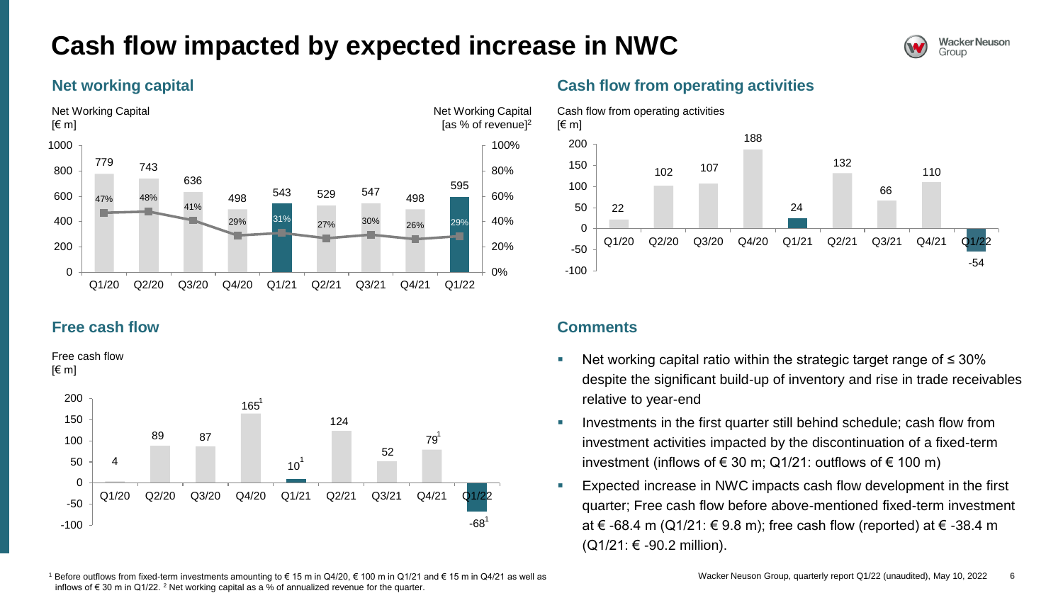# Cash flow impacted by expected increase in NWC

## Net working capital

Net Working Capital [€ m] / Net Working Capital [as % of revenue][2]

| | Q1/20 | Q2/20 | Q3/20 | Q4/20 | Q1/21 | Q2/21 | Q3/21 | Q4/21 | Q1/22 |
|---|---|---|---|---|---|---|---|---|---|
| Net Working Capital [€ m] | 779 | 743 | 636 | 498 | 543 | 529 | 547 | 498 | 595 |
| Net Working Capital [as % of revenue] | 47% | 48% | 41% | 29% | 31% | 27% | 30% | 26% | 29% |

## Cash flow from operating activities

Cash flow from operating activities [€ m]

| | Q1/20 | Q2/20 | Q3/20 | Q4/20 | Q1/21 | Q2/21 | Q3/21 | Q4/21 | Q1/22 |
|---|---|---|---|---|---|---|---|---|---|
| Cash flow from operating activities [€ m] | 22 | 102 | 107 | 188 | 24 | 132 | 66 | 110 | -54 |

## Free cash flow

Free cash flow [€ m]

| | Q1/20 | Q2/20 | Q3/20 | Q4/20 | Q1/21 | Q2/21 | Q3/21 | Q4/21 | Q1/22 |
|---|---|---|---|---|---|---|---|---|---|
| Free cash flow [€ m] | 4 | 89 | 87 | 165[1] | 10[1] | 124 | 52 | 79[1] | -68[1] |

## Comments

- Net working capital ratio within the strategic target range of ≤ 30% despite the significant build-up of inventory and rise in trade receivables relative to year-end
- Investments in the first quarter still behind schedule; cash flow from investment activities impacted by the discontinuation of a fixed-term investment (inflows of € 30 m; Q1/21: outflows of € 100 m)
- Expected increase in NWC impacts cash flow development in the first quarter; Free cash flow before above-mentioned fixed-term investment at € -68.4 m (Q1/21: € 9.8 m); free cash flow (reported) at € -38.4 m (Q1/21: € -90.2 million).

[1] Before outflows from fixed-term investments amounting to € 15 m in Q4/20, € 100 m in Q1/21 and € 15 m in Q4/21 as well as inflows of € 30 m in Q1/22. [2] Net working capital as a % of annualized revenue for the quarter.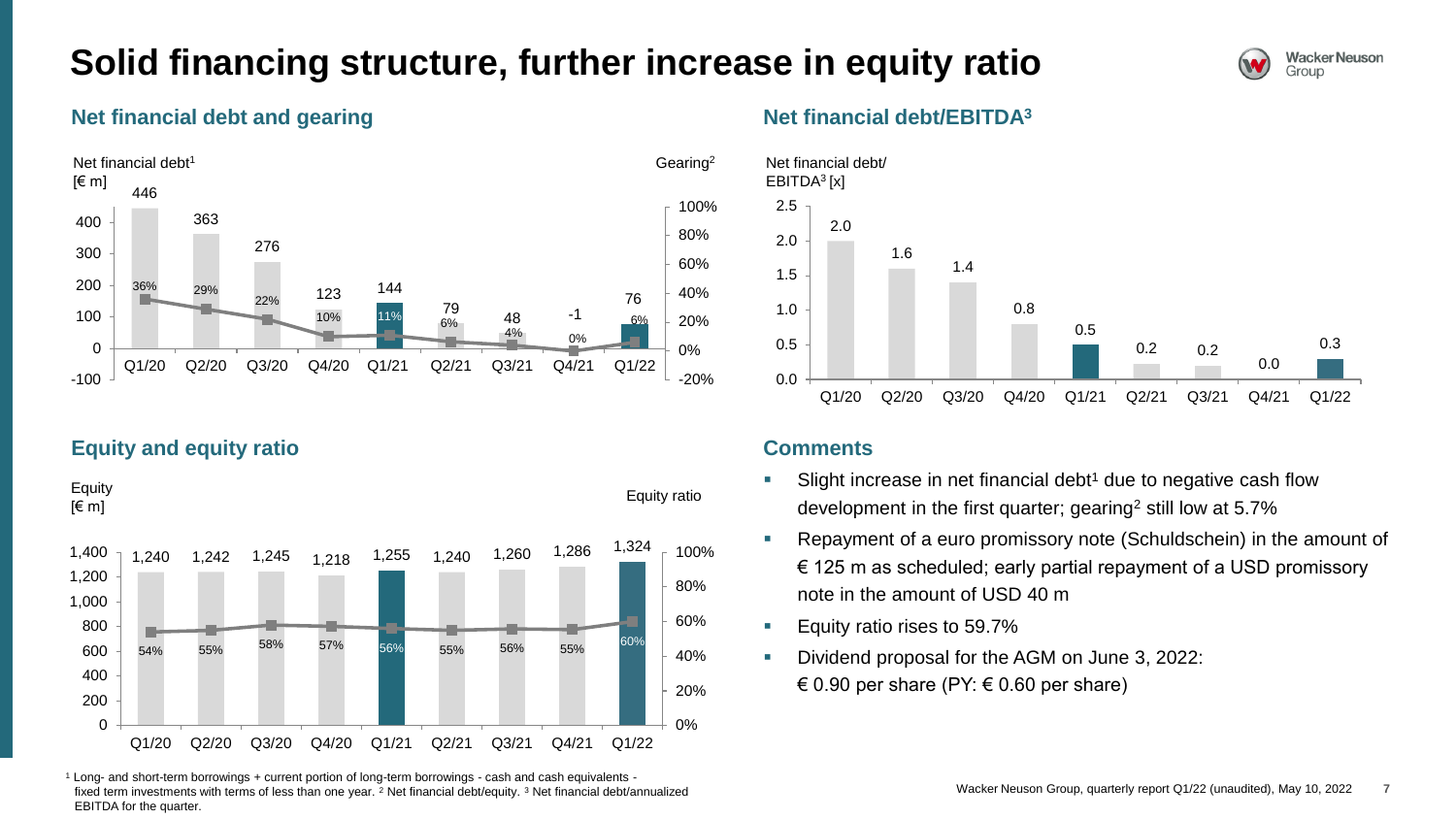# Solid financing structure, further increase in equity ratio

## Net financial debt and gearing

| | Q1/20 | Q2/20 | Q3/20 | Q4/20 | Q1/21 | Q2/21 | Q3/21 | Q4/21 | Q1/22 |
|---|---|---|---|---|---|---|---|---|---|
| Net financial debt[1] [€ m] | 446 | 363 | 276 | 123 | 144 | 79 | 48 | -1 | 76 |
| Gearing[2] | 36% | 29% | 22% | 10% | 11% | 6% | 4% | 0% | 6% |

## Net financial debt/EBITDA[3]

| | Q1/20 | Q2/20 | Q3/20 | Q4/20 | Q1/21 | Q2/21 | Q3/21 | Q4/21 | Q1/22 |
|---|---|---|---|---|---|---|---|---|---|
| Net financial debt/EBITDA[3] [x] | 2.0 | 1.6 | 1.4 | 0.8 | 0.5 | 0.2 | 0.2 | 0.0 | 0.3 |

## Equity and equity ratio

| | Q1/20 | Q2/20 | Q3/20 | Q4/20 | Q1/21 | Q2/21 | Q3/21 | Q4/21 | Q1/22 |
|---|---|---|---|---|---|---|---|---|---|
| Equity [€ m] | 1,240 | 1,242 | 1,245 | 1,218 | 1,255 | 1,240 | 1,260 | 1,286 | 1,324 |
| Equity ratio | 54% | 55% | 58% | 57% | 56% | 55% | 56% | 55% | 60% |

## Comments

- Slight increase in net financial debt[1] due to negative cash flow development in the first quarter; gearing[2] still low at 5.7%
- Repayment of a euro promissory note (Schuldschein) in the amount of € 125 m as scheduled; early partial repayment of a USD promissory note in the amount of USD 40 m
- Equity ratio rises to 59.7%
- Dividend proposal for the AGM on June 3, 2022: € 0.90 per share (PY: € 0.60 per share)

[1] Long- and short-term borrowings + current portion of long-term borrowings - cash and cash equivalents - fixed term investments with terms of less than one year. [2] Net financial debt/equity. [3] Net financial debt/annualized EBITDA for the quarter.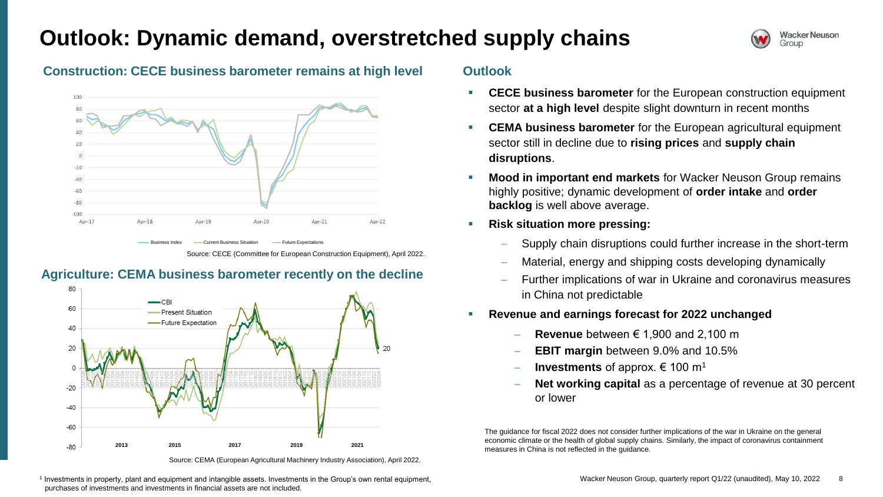# Outlook: Dynamic demand, overstretched supply chains

## Construction: CECE business barometer remains at high level

Business Index — Current Business Situation — Future Expectations

Source: CECE (Committee for European Construction Equipment), April 2022.

## Agriculture: CEMA business barometer recently on the decline

CBI — Present Situation — Future Expectation

Source: CEMA (European Agricultural Machinery Industry Association), April 2022.

## Outlook

- **CECE business barometer** for the European construction equipment sector **at a high level** despite slight downturn in recent months
- **CEMA business barometer** for the European agricultural equipment sector still in decline due to **rising prices** and **supply chain disruptions**.
- **Mood in important end markets** for Wacker Neuson Group remains highly positive; dynamic development of **order intake** and **order backlog** is well above average.
- **Risk situation more pressing:**
  - Supply chain disruptions could further increase in the short-term
  - Material, energy and shipping costs developing dynamically
  - Further implications of war in Ukraine and coronavirus measures in China not predictable
- **Revenue and earnings forecast for 2022 unchanged**
  - **Revenue** between € 1,900 and 2,100 m
  - **EBIT margin** between 9.0% and 10.5%
  - **Investments** of approx. € 100 m[1]
  - **Net working capital** as a percentage of revenue at 30 percent or lower

The guidance for fiscal 2022 does not consider further implications of the war in Ukraine on the general economic climate or the health of global supply chains. Similarly, the impact of coronavirus containment measures in China is not reflected in the guidance.

[1] Investments in property, plant and equipment and intangible assets. Investments in the Group's own rental equipment, purchases of investments and investments in financial assets are not included.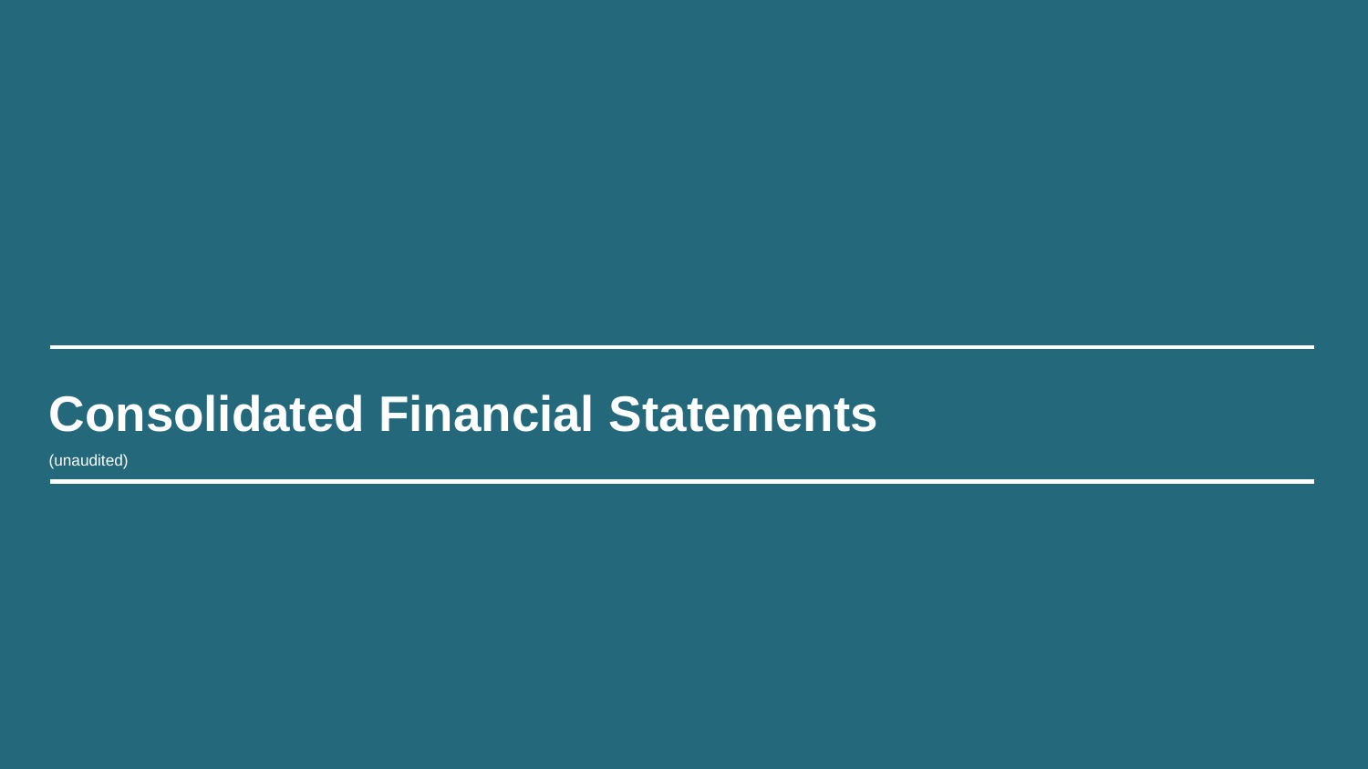# Consolidated Financial Statements

(unaudited)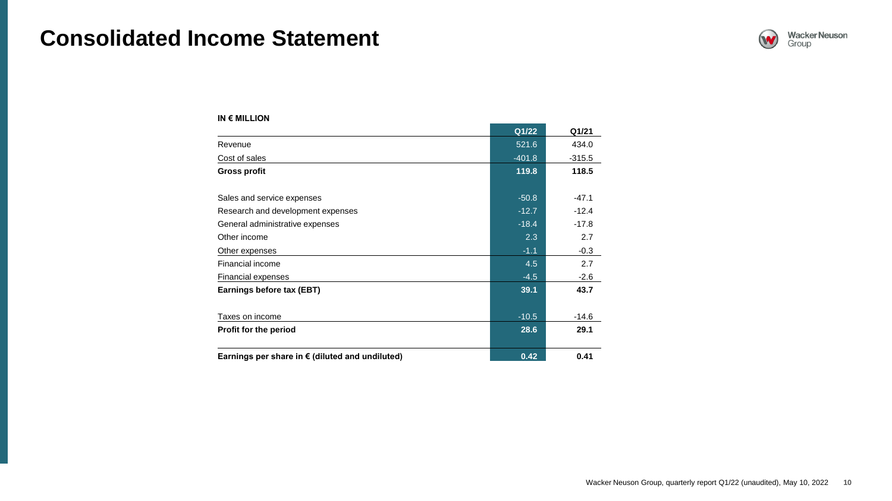# Consolidated Income Statement

**IN € MILLION**

| | Q1/22 | Q1/21 |
|---|---|---|
| Revenue | 521.6 | 434.0 |
| Cost of sales | -401.8 | -315.5 |
| **Gross profit** | **119.8** | **118.5** |
| | | |
| Sales and service expenses | -50.8 | -47.1 |
| Research and development expenses | -12.7 | -12.4 |
| General administrative expenses | -18.4 | -17.8 |
| Other income | 2.3 | 2.7 |
| Other expenses | -1.1 | -0.3 |
| Financial income | 4.5 | 2.7 |
| Financial expenses | -4.5 | -2.6 |
| **Earnings before tax (EBT)** | **39.1** | **43.7** |
| | | |
| Taxes on income | -10.5 | -14.6 |
| **Profit for the period** | **28.6** | **29.1** |
| | | |
| **Earnings per share in € (diluted and undiluted)** | **0.42** | **0.41** |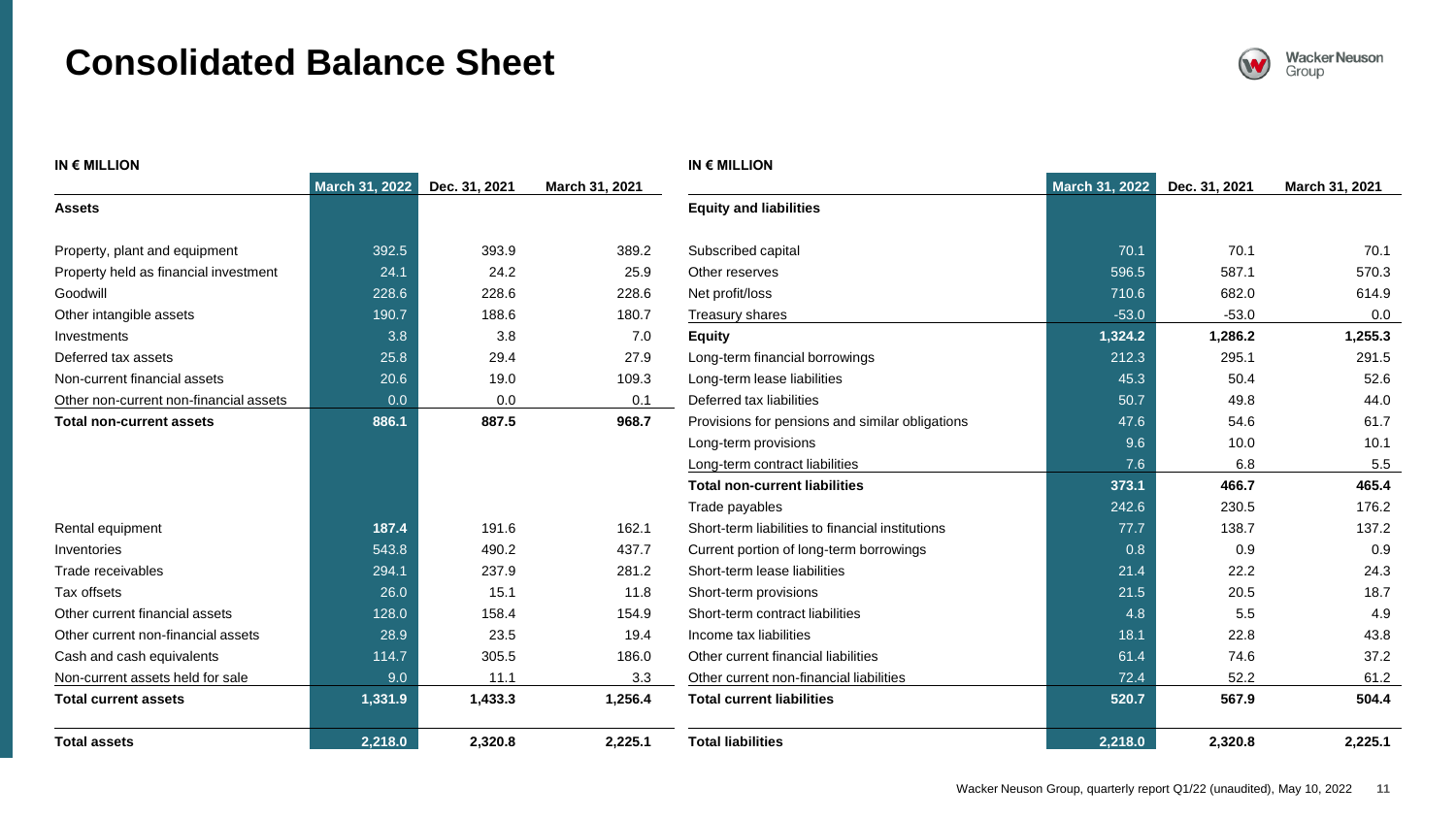# Consolidated Balance Sheet

**IN € MILLION**

| | March 31, 2022 | Dec. 31, 2021 | March 31, 2021 |
|---|---|---|---|
| **Assets** | | | |
| Property, plant and equipment | 392.5 | 393.9 | 389.2 |
| Property held as financial investment | 24.1 | 24.2 | 25.9 |
| Goodwill | 228.6 | 228.6 | 228.6 |
| Other intangible assets | 190.7 | 188.6 | 180.7 |
| Investments | 3.8 | 3.8 | 7.0 |
| Deferred tax assets | 25.8 | 29.4 | 27.9 |
| Non-current financial assets | 20.6 | 19.0 | 109.3 |
| Other non-current non-financial assets | 0.0 | 0.0 | 0.1 |
| **Total non-current assets** | **886.1** | **887.5** | **968.7** |
| Rental equipment | 187.4 | 191.6 | 162.1 |
| Inventories | 543.8 | 490.2 | 437.7 |
| Trade receivables | 294.1 | 237.9 | 281.2 |
| Tax offsets | 26.0 | 15.1 | 11.8 |
| Other current financial assets | 128.0 | 158.4 | 154.9 |
| Other current non-financial assets | 28.9 | 23.5 | 19.4 |
| Cash and cash equivalents | 114.7 | 305.5 | 186.0 |
| Non-current assets held for sale | 9.0 | 11.1 | 3.3 |
| **Total current assets** | **1,331.9** | **1,433.3** | **1,256.4** |
| **Total assets** | **2,218.0** | **2,320.8** | **2,225.1** |

**IN € MILLION**

| | March 31, 2022 | Dec. 31, 2021 | March 31, 2021 |
|---|---|---|---|
| **Equity and liabilities** | | | |
| Subscribed capital | 70.1 | 70.1 | 70.1 |
| Other reserves | 596.5 | 587.1 | 570.3 |
| Net profit/loss | 710.6 | 682.0 | 614.9 |
| Treasury shares | -53.0 | -53.0 | 0.0 |
| **Equity** | **1,324.2** | **1,286.2** | **1,255.3** |
| Long-term financial borrowings | 212.3 | 295.1 | 291.5 |
| Long-term lease liabilities | 45.3 | 50.4 | 52.6 |
| Deferred tax liabilities | 50.7 | 49.8 | 44.0 |
| Provisions for pensions and similar obligations | 47.6 | 54.6 | 61.7 |
| Long-term provisions | 9.6 | 10.0 | 10.1 |
| Long-term contract liabilities | 7.6 | 6.8 | 5.5 |
| **Total non-current liabilities** | **373.1** | **466.7** | **465.4** |
| Trade payables | 242.6 | 230.5 | 176.2 |
| Short-term liabilities to financial institutions | 77.7 | 138.7 | 137.2 |
| Current portion of long-term borrowings | 0.8 | 0.9 | 0.9 |
| Short-term lease liabilities | 21.4 | 22.2 | 24.3 |
| Short-term provisions | 21.5 | 20.5 | 18.7 |
| Short-term contract liabilities | 4.8 | 5.5 | 4.9 |
| Income tax liabilities | 18.1 | 22.8 | 43.8 |
| Other current financial liabilities | 61.4 | 74.6 | 37.2 |
| Other current non-financial liabilities | 72.4 | 52.2 | 61.2 |
| **Total current liabilities** | **520.7** | **567.9** | **504.4** |
| **Total liabilities** | **2,218.0** | **2,320.8** | **2,225.1** |

Wacker Neuson Group, quarterly report Q1/22 (unaudited), May 10, 2022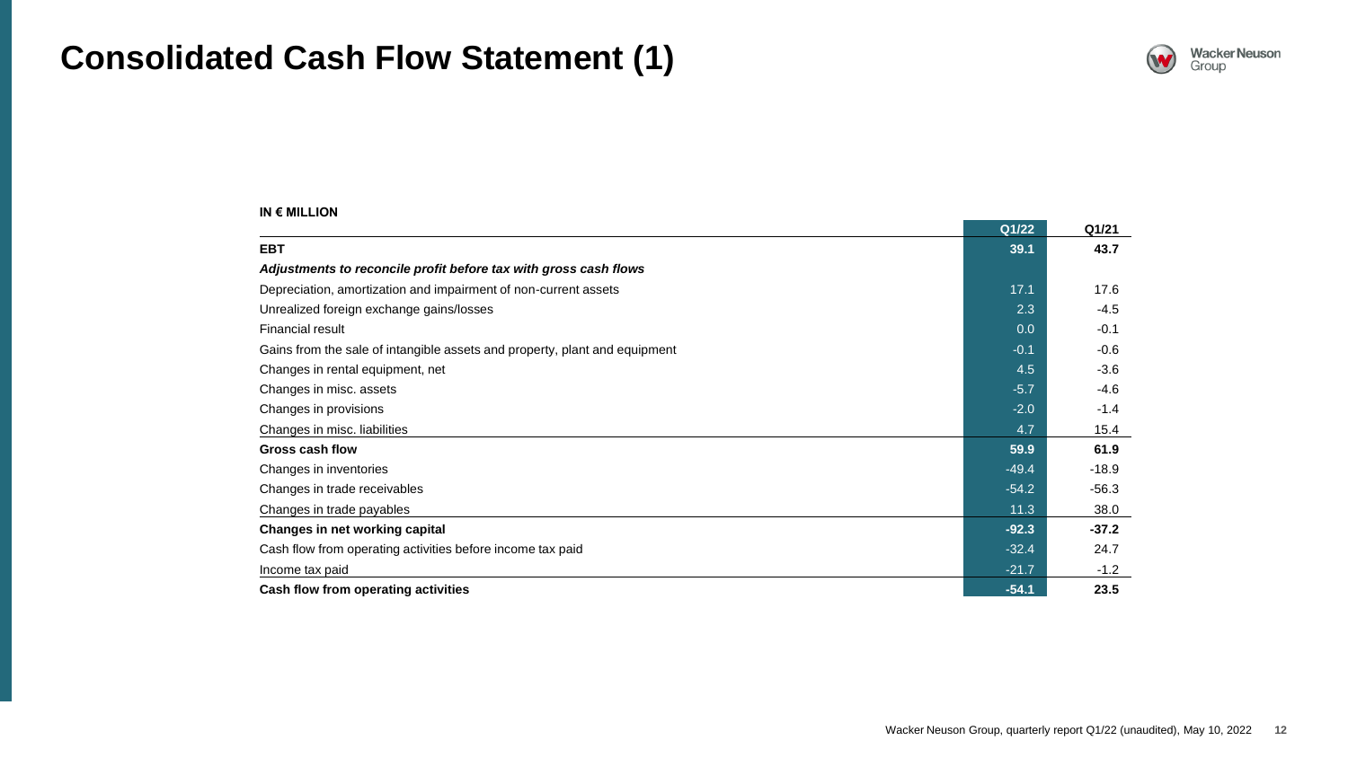# Consolidated Cash Flow Statement (1)

**IN € MILLION**

| | Q1/22 | Q1/21 |
|---|---|---|
| **EBT** | **39.1** | **43.7** |
| ***Adjustments to reconcile profit before tax with gross cash flows*** | | |
| Depreciation, amortization and impairment of non-current assets | 17.1 | 17.6 |
| Unrealized foreign exchange gains/losses | 2.3 | -4.5 |
| Financial result | 0.0 | -0.1 |
| Gains from the sale of intangible assets and property, plant and equipment | -0.1 | -0.6 |
| Changes in rental equipment, net | 4.5 | -3.6 |
| Changes in misc. assets | -5.7 | -4.6 |
| Changes in provisions | -2.0 | -1.4 |
| Changes in misc. liabilities | 4.7 | 15.4 |
| **Gross cash flow** | **59.9** | **61.9** |
| Changes in inventories | -49.4 | -18.9 |
| Changes in trade receivables | -54.2 | -56.3 |
| Changes in trade payables | 11.3 | 38.0 |
| **Changes in net working capital** | **-92.3** | **-37.2** |
| Cash flow from operating activities before income tax paid | -32.4 | 24.7 |
| Income tax paid | -21.7 | -1.2 |
| **Cash flow from operating activities** | **-54.1** | **23.5** |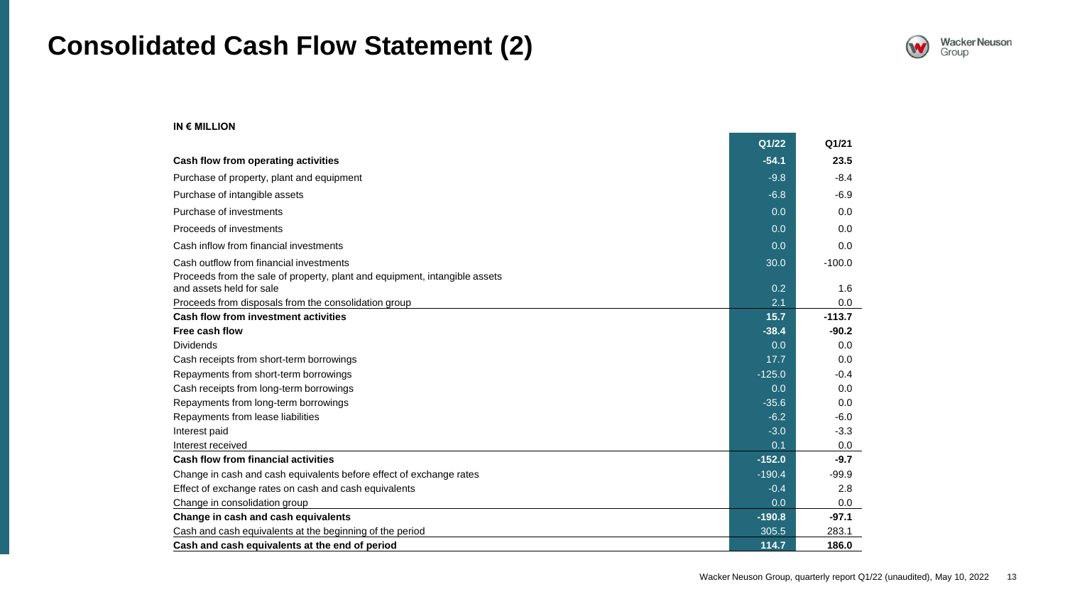# Consolidated Cash Flow Statement (2)

**IN € MILLION**

| | Q1/22 | Q1/21 |
|---|---|---|
| **Cash flow from operating activities** | **-54.1** | **23.5** |
| Purchase of property, plant and equipment | -9.8 | -8.4 |
| Purchase of intangible assets | -6.8 | -6.9 |
| Purchase of investments | 0.0 | 0.0 |
| Proceeds of investments | 0.0 | 0.0 |
| Cash inflow from financial investments | 0.0 | 0.0 |
| Cash outflow from financial investments | 30.0 | -100.0 |
| Proceeds from the sale of property, plant and equipment, intangible assets and assets held for sale | 0.2 | 1.6 |
| Proceeds from disposals from the consolidation group | 2.1 | 0.0 |
| **Cash flow from investment activities** | **15.7** | **-113.7** |
| **Free cash flow** | **-38.4** | **-90.2** |
| Dividends | 0.0 | 0.0 |
| Cash receipts from short-term borrowings | 17.7 | 0.0 |
| Repayments from short-term borrowings | -125.0 | -0.4 |
| Cash receipts from long-term borrowings | 0.0 | 0.0 |
| Repayments from long-term borrowings | -35.6 | 0.0 |
| Repayments from lease liabilities | -6.2 | -6.0 |
| Interest paid | -3.0 | -3.3 |
| Interest received | 0.1 | 0.0 |
| **Cash flow from financial activities** | **-152.0** | **-9.7** |
| Change in cash and cash equivalents before effect of exchange rates | -190.4 | -99.9 |
| Effect of exchange rates on cash and cash equivalents | -0.4 | 2.8 |
| Change in consolidation group | 0.0 | 0.0 |
| **Change in cash and cash equivalents** | **-190.8** | **-97.1** |
| Cash and cash equivalents at the beginning of the period | 305.5 | 283.1 |
| **Cash and cash equivalents at the end of period** | **114.7** | **186.0** |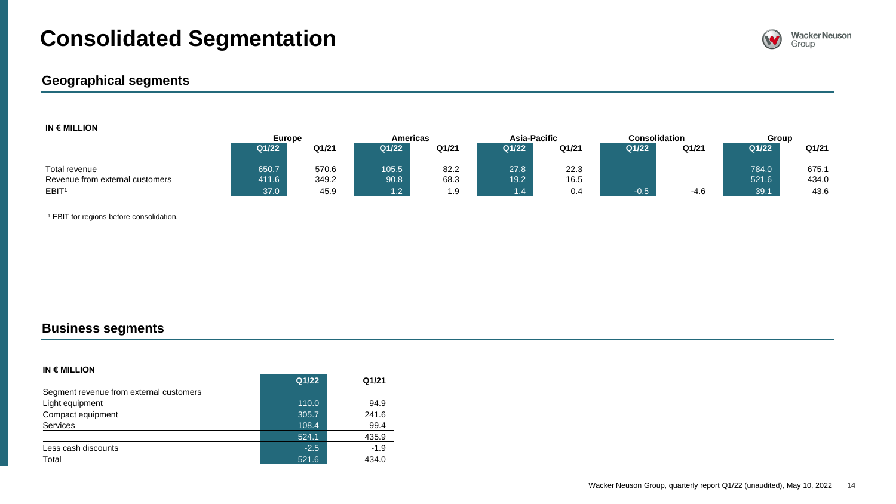# Consolidated Segmentation

## Geographical segments

**IN € MILLION**

| | Europe | | Americas | | Asia-Pacific | | Consolidation | | Group | |
|---|---|---|---|---|---|---|---|---|---|---|
| | Q1/22 | Q1/21 | Q1/22 | Q1/21 | Q1/22 | Q1/21 | Q1/22 | Q1/21 | Q1/22 | Q1/21 |
| Total revenue | 650.7 | 570.6 | 105.5 | 82.2 | 27.8 | 22.3 | | | 784.0 | 675.1 |
| Revenue from external customers | 411.6 | 349.2 | 90.8 | 68.3 | 19.2 | 16.5 | | | 521.6 | 434.0 |
| EBIT[1] | 37.0 | 45.9 | 1.2 | 1.9 | 1.4 | 0.4 | -0.5 | -4.6 | 39.1 | 43.6 |

[1] EBIT for regions before consolidation.

## Business segments

**IN € MILLION**

| | Q1/22 | Q1/21 |
|---|---|---|
| Segment revenue from external customers | | |
| Light equipment | 110.0 | 94.9 |
| Compact equipment | 305.7 | 241.6 |
| Services | 108.4 | 99.4 |
| | 524.1 | 435.9 |
| Less cash discounts | -2.5 | -1.9 |
| Total | 521.6 | 434.0 |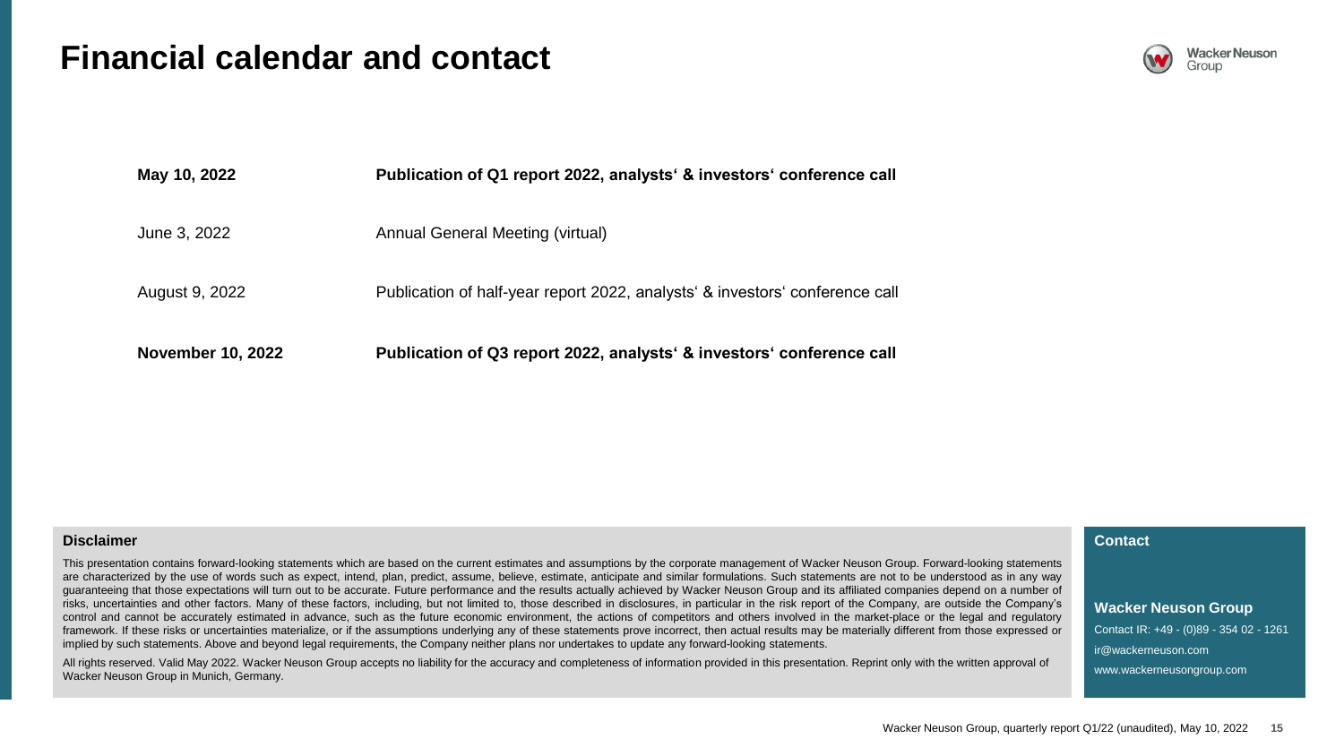# Financial calendar and contact

| | |
|---|---|
| **May 10, 2022** | **Publication of Q1 report 2022, analysts' & investors' conference call** |
| June 3, 2022 | Annual General Meeting (virtual) |
| August 9, 2022 | Publication of half-year report 2022, analysts' & investors' conference call |
| **November 10, 2022** | **Publication of Q3 report 2022, analysts' & investors' conference call** |

### Disclaimer

This presentation contains forward-looking statements which are based on the current estimates and assumptions by the corporate management of Wacker Neuson Group. Forward-looking statements are characterized by the use of words such as expect, intend, plan, predict, assume, believe, estimate, anticipate and similar formulations. Such statements are not to be understood as in any way guaranteeing that those expectations will turn out to be accurate. Future performance and the results actually achieved by Wacker Neuson Group and its affiliated companies depend on a number of risks, uncertainties and other factors. Many of these factors, including, but not limited to, those described in disclosures, in particular in the risk report of the Company, are outside the Company's control and cannot be accurately estimated in advance, such as the future economic environment, the actions of competitors and others involved in the market-place or the legal and regulatory framework. If these risks or uncertainties materialize, or if the assumptions underlying any of these statements prove incorrect, then actual results may be materially different from those expressed or implied by such statements. Above and beyond legal requirements, the Company neither plans nor undertakes to update any forward-looking statements.

All rights reserved. Valid May 2022. Wacker Neuson Group accepts no liability for the accuracy and completeness of information provided in this presentation. Reprint only with the written approval of Wacker Neuson Group in Munich, Germany.

### Contact

**Wacker Neuson Group**

Contact IR: +49 - (0)89 - 354 02 - 1261

ir@wackerneuson.com

www.wackerneusongroup.com